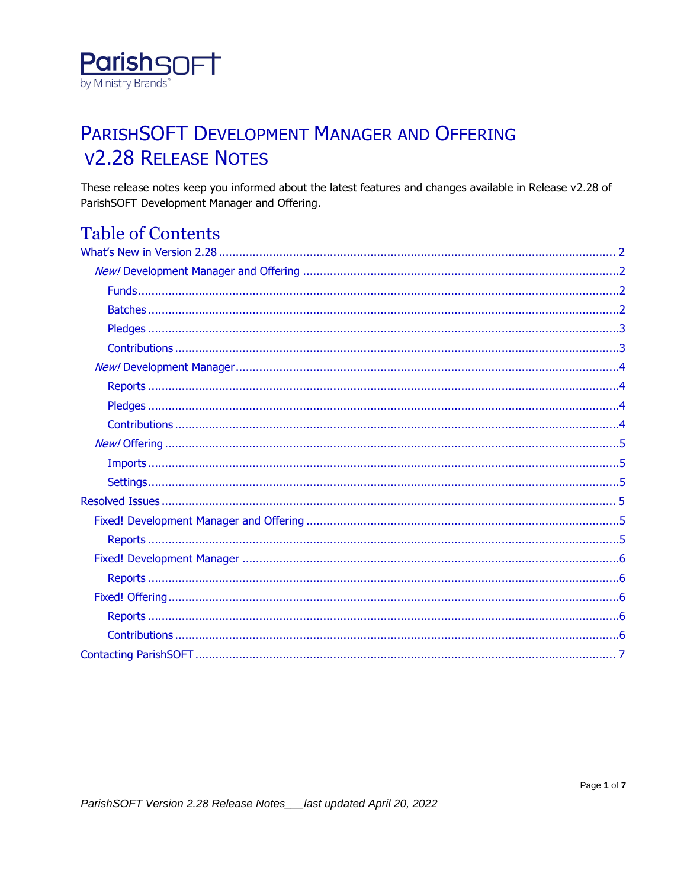ParishSOFT
by Ministry Brands®

# PARISHSOFT DEVELOPMENT MANAGER AND OFFERING V2.28 RELEASE NOTES

These release notes keep you informed about the latest features and changes available in Release v2.28 of ParishSOFT Development Manager and Offering.

## Table of Contents

- What's New in Version 2.28 ..... 2
  - *New!* Development Manager and Offering ..... 2
    - Funds ..... 2
    - Batches ..... 2
    - Pledges ..... 3
    - Contributions ..... 3
  - *New!* Development Manager ..... 4
    - Reports ..... 4
    - Pledges ..... 4
    - Contributions ..... 4
  - *New!* Offering ..... 5
    - Imports ..... 5
    - Settings ..... 5
- Resolved Issues ..... 5
  - Fixed! Development Manager and Offering ..... 5
    - Reports ..... 5
  - Fixed! Development Manager ..... 6
    - Reports ..... 6
  - Fixed! Offering ..... 6
    - Reports ..... 6
    - Contributions ..... 6
- Contacting ParishSOFT ..... 7

*ParishSOFT Version 2.28 Release Notes___last updated April 20, 2022*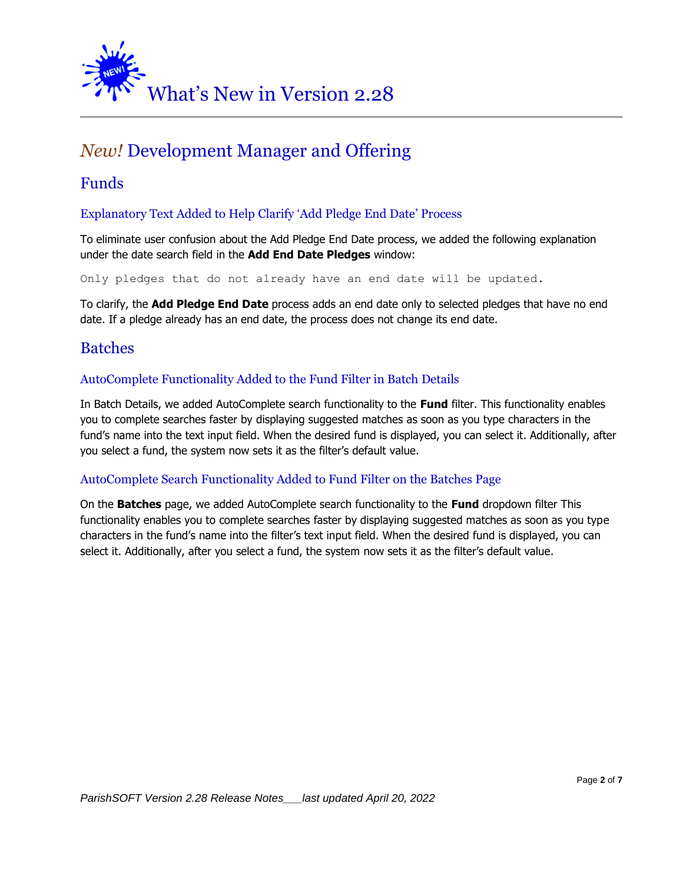# What's New in Version 2.28

## *New!* Development Manager and Offering

### Funds

#### Explanatory Text Added to Help Clarify 'Add Pledge End Date' Process

To eliminate user confusion about the Add Pledge End Date process, we added the following explanation under the date search field in the **Add End Date Pledges** window:

```
Only pledges that do not already have an end date will be updated.
```

To clarify, the **Add Pledge End Date** process adds an end date only to selected pledges that have no end date. If a pledge already has an end date, the process does not change its end date.

### Batches

#### AutoComplete Functionality Added to the Fund Filter in Batch Details

In Batch Details, we added AutoComplete search functionality to the **Fund** filter. This functionality enables you to complete searches faster by displaying suggested matches as soon as you type characters in the fund's name into the text input field. When the desired fund is displayed, you can select it. Additionally, after you select a fund, the system now sets it as the filter's default value.

#### AutoComplete Search Functionality Added to Fund Filter on the Batches Page

On the **Batches** page, we added AutoComplete search functionality to the **Fund** dropdown filter This functionality enables you to complete searches faster by displaying suggested matches as soon as you type characters in the fund's name into the filter's text input field. When the desired fund is displayed, you can select it. Additionally, after you select a fund, the system now sets it as the filter's default value.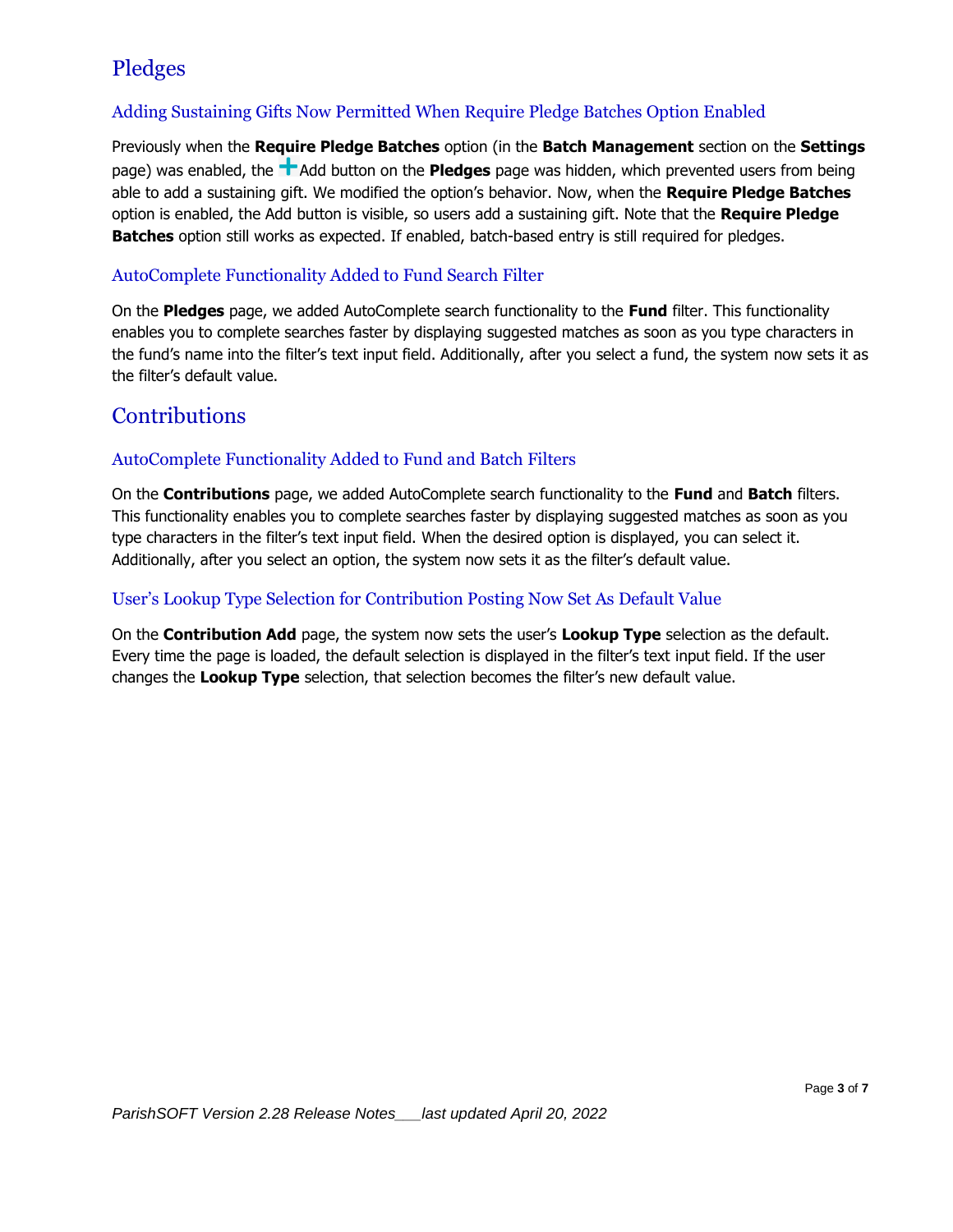# Pledges

## Adding Sustaining Gifts Now Permitted When Require Pledge Batches Option Enabled

Previously when the **Require Pledge Batches** option (in the **Batch Management** section on the **Settings** page) was enabled, the + Add button on the **Pledges** page was hidden, which prevented users from being able to add a sustaining gift. We modified the option's behavior. Now, when the **Require Pledge Batches** option is enabled, the Add button is visible, so users add a sustaining gift. Note that the **Require Pledge Batches** option still works as expected. If enabled, batch-based entry is still required for pledges.

## AutoComplete Functionality Added to Fund Search Filter

On the **Pledges** page, we added AutoComplete search functionality to the **Fund** filter. This functionality enables you to complete searches faster by displaying suggested matches as soon as you type characters in the fund's name into the filter's text input field. Additionally, after you select a fund, the system now sets it as the filter's default value.

# Contributions

## AutoComplete Functionality Added to Fund and Batch Filters

On the **Contributions** page, we added AutoComplete search functionality to the **Fund** and **Batch** filters. This functionality enables you to complete searches faster by displaying suggested matches as soon as you type characters in the filter's text input field. When the desired option is displayed, you can select it. Additionally, after you select an option, the system now sets it as the filter's default value.

## User's Lookup Type Selection for Contribution Posting Now Set As Default Value

On the **Contribution Add** page, the system now sets the user's **Lookup Type** selection as the default. Every time the page is loaded, the default selection is displayed in the filter's text input field. If the user changes the **Lookup Type** selection, that selection becomes the filter's new default value.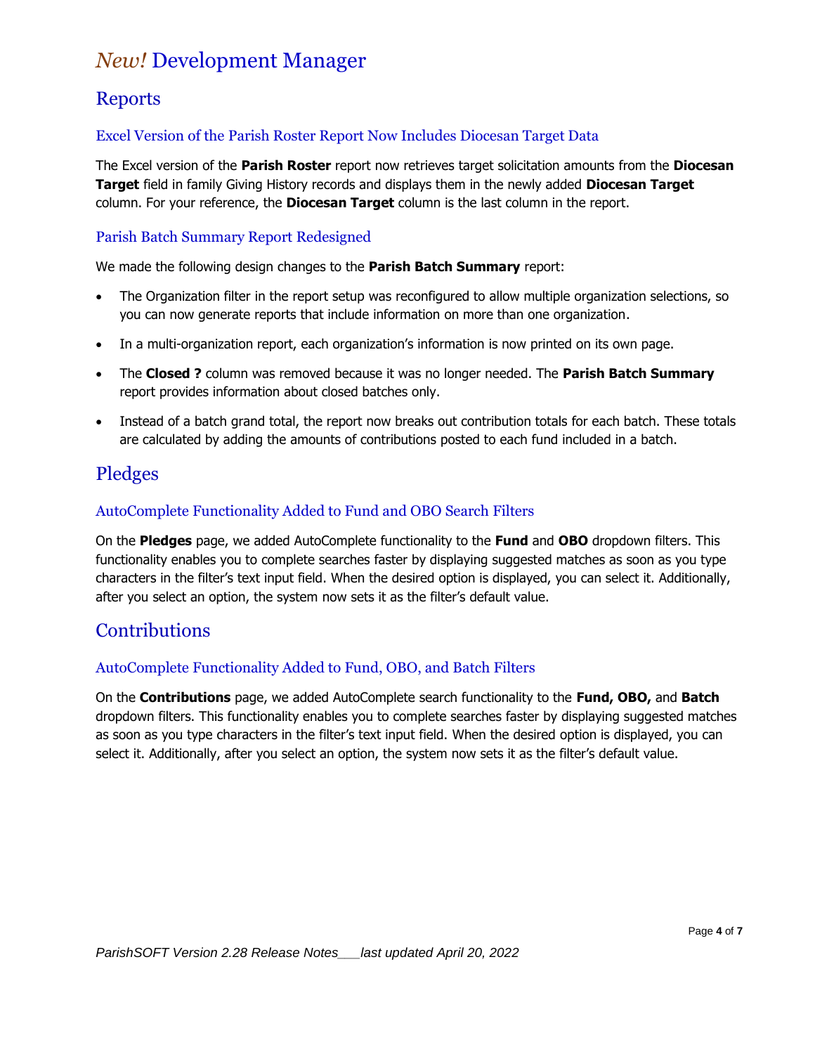# *New!* Development Manager

## Reports

### Excel Version of the Parish Roster Report Now Includes Diocesan Target Data

The Excel version of the **Parish Roster** report now retrieves target solicitation amounts from the **Diocesan Target** field in family Giving History records and displays them in the newly added **Diocesan Target** column. For your reference, the **Diocesan Target** column is the last column in the report.

### Parish Batch Summary Report Redesigned

We made the following design changes to the **Parish Batch Summary** report:

- The Organization filter in the report setup was reconfigured to allow multiple organization selections, so you can now generate reports that include information on more than one organization.
- In a multi-organization report, each organization's information is now printed on its own page.
- The **Closed ?** column was removed because it was no longer needed. The **Parish Batch Summary** report provides information about closed batches only.
- Instead of a batch grand total, the report now breaks out contribution totals for each batch. These totals are calculated by adding the amounts of contributions posted to each fund included in a batch.

## Pledges

### AutoComplete Functionality Added to Fund and OBO Search Filters

On the **Pledges** page, we added AutoComplete functionality to the **Fund** and **OBO** dropdown filters. This functionality enables you to complete searches faster by displaying suggested matches as soon as you type characters in the filter's text input field. When the desired option is displayed, you can select it. Additionally, after you select an option, the system now sets it as the filter's default value.

## Contributions

### AutoComplete Functionality Added to Fund, OBO, and Batch Filters

On the **Contributions** page, we added AutoComplete search functionality to the **Fund, OBO,** and **Batch** dropdown filters. This functionality enables you to complete searches faster by displaying suggested matches as soon as you type characters in the filter's text input field. When the desired option is displayed, you can select it. Additionally, after you select an option, the system now sets it as the filter's default value.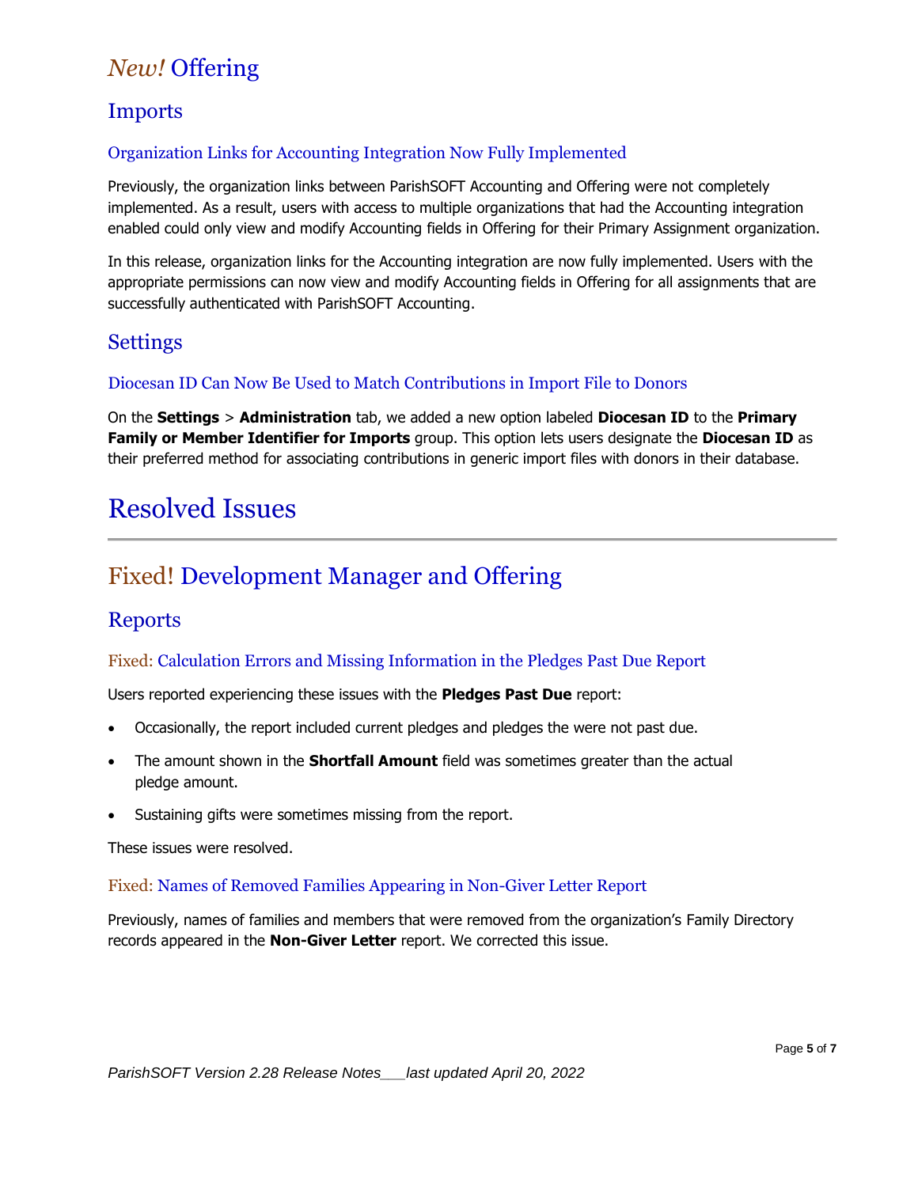# *New!* Offering

## Imports

### Organization Links for Accounting Integration Now Fully Implemented

Previously, the organization links between ParishSOFT Accounting and Offering were not completely implemented. As a result, users with access to multiple organizations that had the Accounting integration enabled could only view and modify Accounting fields in Offering for their Primary Assignment organization.

In this release, organization links for the Accounting integration are now fully implemented. Users with the appropriate permissions can now view and modify Accounting fields in Offering for all assignments that are successfully authenticated with ParishSOFT Accounting.

## Settings

### Diocesan ID Can Now Be Used to Match Contributions in Import File to Donors

On the **Settings** > **Administration** tab, we added a new option labeled **Diocesan ID** to the **Primary Family or Member Identifier for Imports** group. This option lets users designate the **Diocesan ID** as their preferred method for associating contributions in generic import files with donors in their database.

# Resolved Issues

---

# Fixed! Development Manager and Offering

## Reports

### Fixed: Calculation Errors and Missing Information in the Pledges Past Due Report

Users reported experiencing these issues with the **Pledges Past Due** report:

- Occasionally, the report included current pledges and pledges the were not past due.
- The amount shown in the **Shortfall Amount** field was sometimes greater than the actual pledge amount.
- Sustaining gifts were sometimes missing from the report.

These issues were resolved.

### Fixed: Names of Removed Families Appearing in Non-Giver Letter Report

Previously, names of families and members that were removed from the organization's Family Directory records appeared in the **Non-Giver Letter** report. We corrected this issue.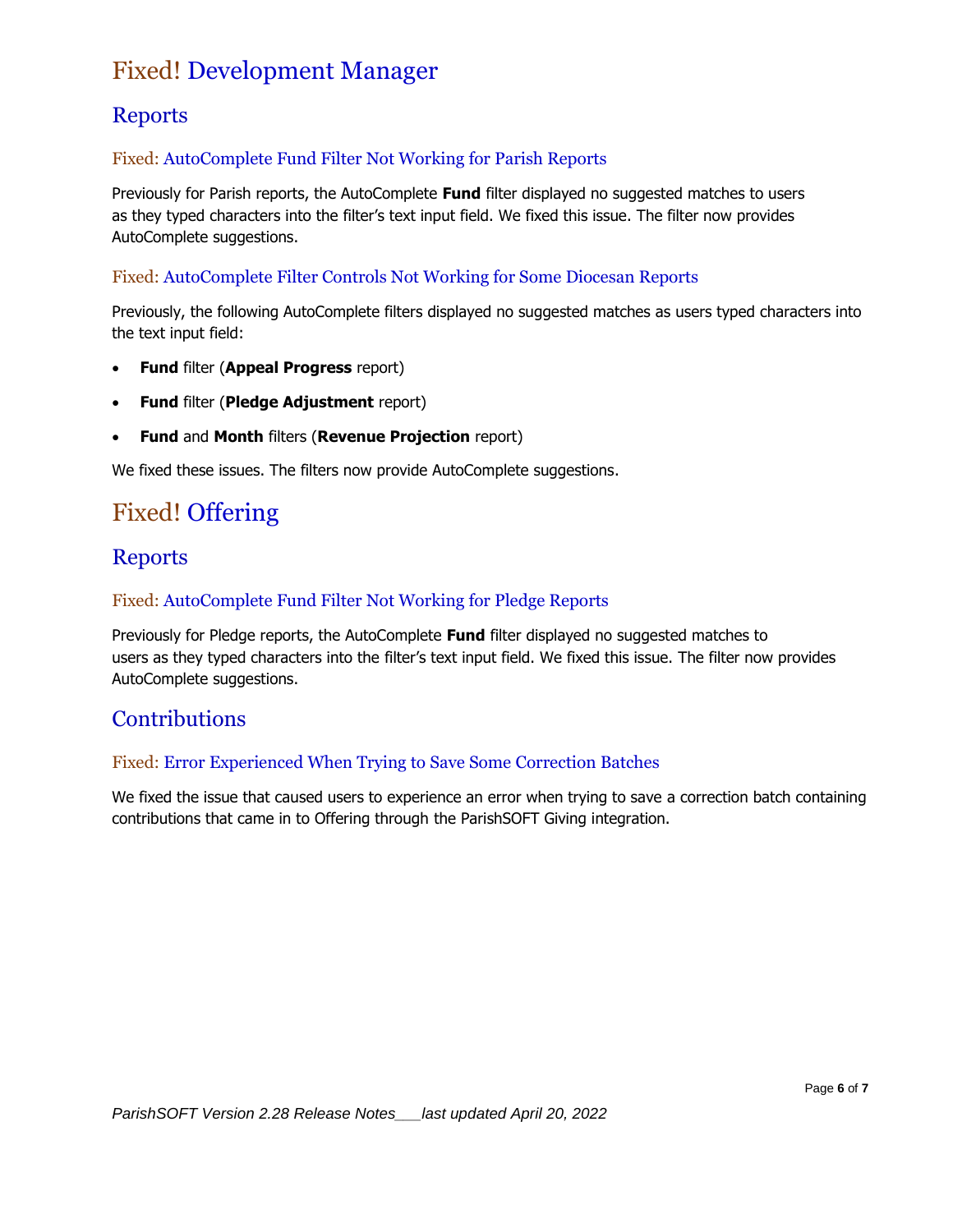# Fixed! Development Manager

## Reports

### Fixed: AutoComplete Fund Filter Not Working for Parish Reports

Previously for Parish reports, the AutoComplete **Fund** filter displayed no suggested matches to users as they typed characters into the filter's text input field. We fixed this issue. The filter now provides AutoComplete suggestions.

### Fixed: AutoComplete Filter Controls Not Working for Some Diocesan Reports

Previously, the following AutoComplete filters displayed no suggested matches as users typed characters into the text input field:

- **Fund** filter (**Appeal Progress** report)
- **Fund** filter (**Pledge Adjustment** report)
- **Fund** and **Month** filters (**Revenue Projection** report)

We fixed these issues. The filters now provide AutoComplete suggestions.

# Fixed! Offering

## Reports

### Fixed: AutoComplete Fund Filter Not Working for Pledge Reports

Previously for Pledge reports, the AutoComplete **Fund** filter displayed no suggested matches to users as they typed characters into the filter's text input field. We fixed this issue. The filter now provides AutoComplete suggestions.

## Contributions

### Fixed: Error Experienced When Trying to Save Some Correction Batches

We fixed the issue that caused users to experience an error when trying to save a correction batch containing contributions that came in to Offering through the ParishSOFT Giving integration.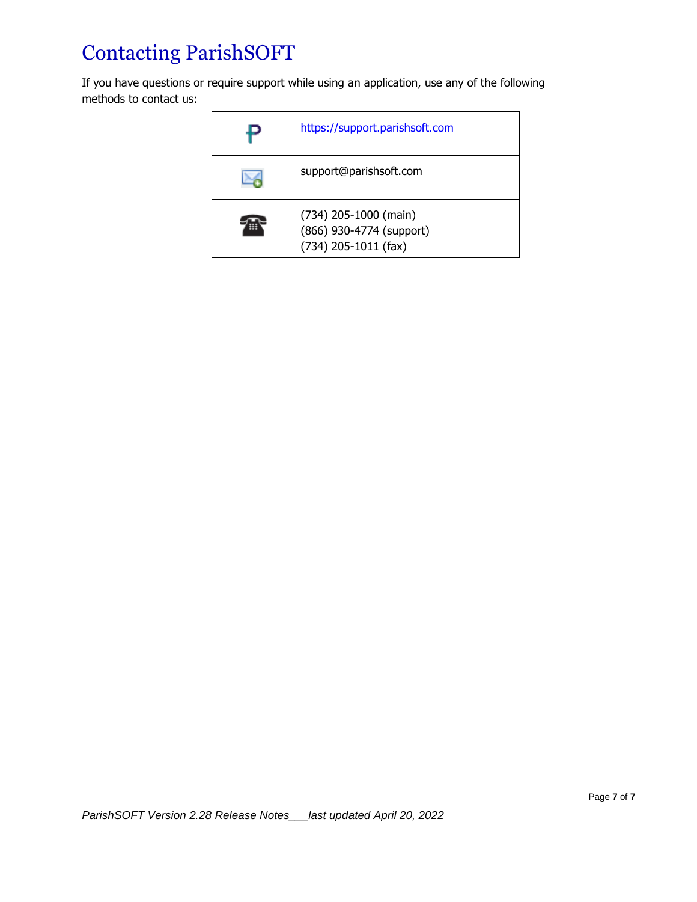# Contacting ParishSOFT

If you have questions or require support while using an application, use any of the following methods to contact us:

| | |
|---|---|
| | https://support.parishsoft.com |
| | support@parishsoft.com |
| | (734) 205-1000 (main)<br>(866) 930-4774 (support)<br>(734) 205-1011 (fax) |